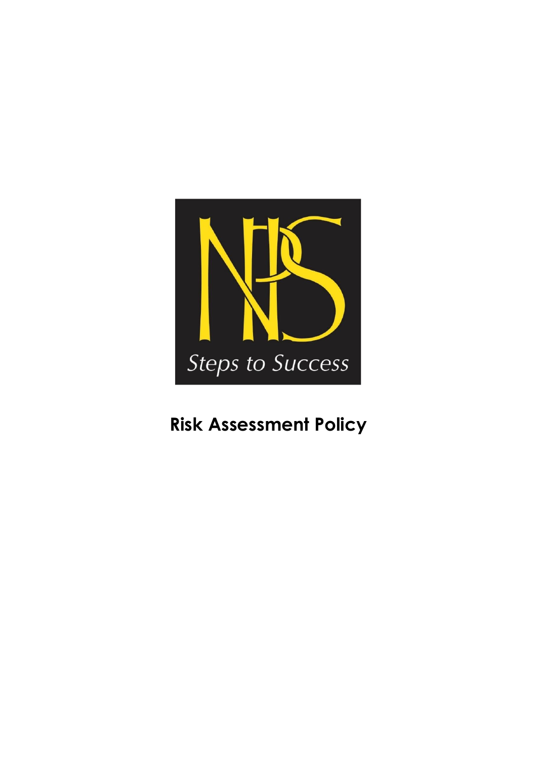NPS

*Steps to Success*

# Risk Assessment Policy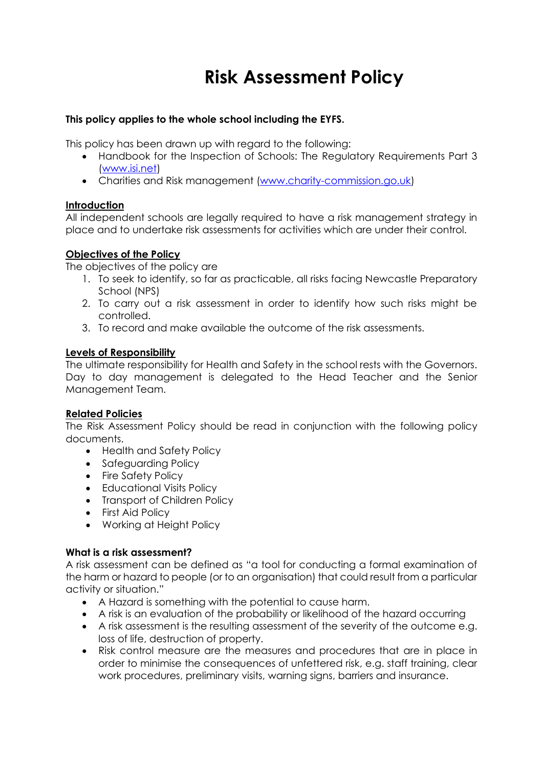# Risk Assessment Policy

**This policy applies to the whole school including the EYFS.**

This policy has been drawn up with regard to the following:

- Handbook for the Inspection of Schools: The Regulatory Requirements Part 3 ([www.isi.net](www.isi.net))
- Charities and Risk management ([www.charity-commission.go.uk](www.charity-commission.go.uk))

**Introduction**

All independent schools are legally required to have a risk management strategy in place and to undertake risk assessments for activities which are under their control.

**Objectives of the Policy**

The objectives of the policy are

1. To seek to identify, so far as practicable, all risks facing Newcastle Preparatory School (NPS)
2. To carry out a risk assessment in order to identify how such risks might be controlled.
3. To record and make available the outcome of the risk assessments.

**Levels of Responsibility**

The ultimate responsibility for Health and Safety in the school rests with the Governors. Day to day management is delegated to the Head Teacher and the Senior Management Team.

**Related Policies**

The Risk Assessment Policy should be read in conjunction with the following policy documents.

- Health and Safety Policy
- Safeguarding Policy
- Fire Safety Policy
- Educational Visits Policy
- Transport of Children Policy
- First Aid Policy
- Working at Height Policy

**What is a risk assessment?**

A risk assessment can be defined as "a tool for conducting a formal examination of the harm or hazard to people (or to an organisation) that could result from a particular activity or situation."

- A Hazard is something with the potential to cause harm.
- A risk is an evaluation of the probability or likelihood of the hazard occurring
- A risk assessment is the resulting assessment of the severity of the outcome e.g. loss of life, destruction of property.
- Risk control measure are the measures and procedures that are in place in order to minimise the consequences of unfettered risk, e.g. staff training, clear work procedures, preliminary visits, warning signs, barriers and insurance.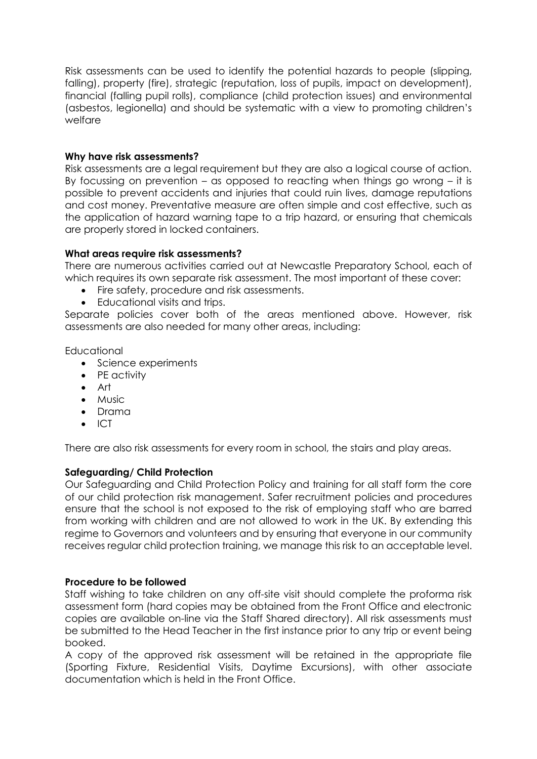Risk assessments can be used to identify the potential hazards to people (slipping, falling), property (fire), strategic (reputation, loss of pupils, impact on development), financial (falling pupil rolls), compliance (child protection issues) and environmental (asbestos, legionella) and should be systematic with a view to promoting children's welfare

**Why have risk assessments?**

Risk assessments are a legal requirement but they are also a logical course of action. By focussing on prevention – as opposed to reacting when things go wrong – it is possible to prevent accidents and injuries that could ruin lives, damage reputations and cost money. Preventative measure are often simple and cost effective, such as the application of hazard warning tape to a trip hazard, or ensuring that chemicals are properly stored in locked containers.

**What areas require risk assessments?**

There are numerous activities carried out at Newcastle Preparatory School, each of which requires its own separate risk assessment. The most important of these cover:

- Fire safety, procedure and risk assessments.
- Educational visits and trips.

Separate policies cover both of the areas mentioned above. However, risk assessments are also needed for many other areas, including:

Educational

- Science experiments
- PE activity
- Art
- Music
- Drama
- ICT

There are also risk assessments for every room in school, the stairs and play areas.

**Safeguarding/ Child Protection**

Our Safeguarding and Child Protection Policy and training for all staff form the core of our child protection risk management. Safer recruitment policies and procedures ensure that the school is not exposed to the risk of employing staff who are barred from working with children and are not allowed to work in the UK. By extending this regime to Governors and volunteers and by ensuring that everyone in our community receives regular child protection training, we manage this risk to an acceptable level.

**Procedure to be followed**

Staff wishing to take children on any off-site visit should complete the proforma risk assessment form (hard copies may be obtained from the Front Office and electronic copies are available on-line via the Staff Shared directory). All risk assessments must be submitted to the Head Teacher in the first instance prior to any trip or event being booked.

A copy of the approved risk assessment will be retained in the appropriate file (Sporting Fixture, Residential Visits, Daytime Excursions), with other associate documentation which is held in the Front Office.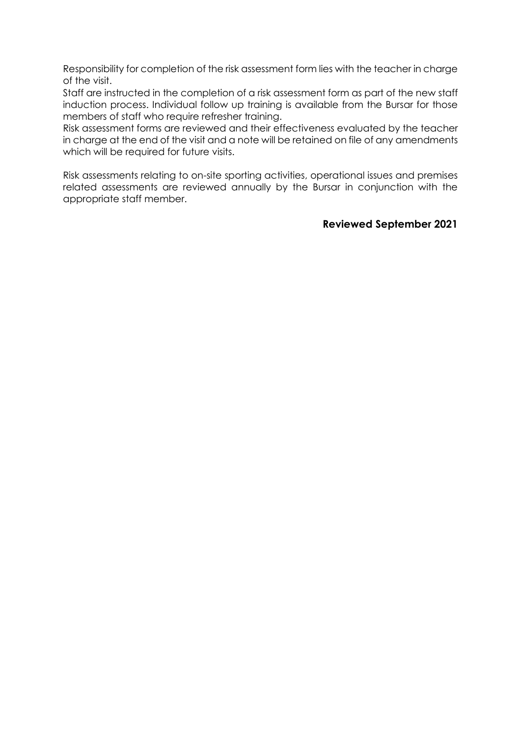Responsibility for completion of the risk assessment form lies with the teacher in charge of the visit.

Staff are instructed in the completion of a risk assessment form as part of the new staff induction process. Individual follow up training is available from the Bursar for those members of staff who require refresher training.

Risk assessment forms are reviewed and their effectiveness evaluated by the teacher in charge at the end of the visit and a note will be retained on file of any amendments which will be required for future visits.

Risk assessments relating to on-site sporting activities, operational issues and premises related assessments are reviewed annually by the Bursar in conjunction with the appropriate staff member.

**Reviewed September 2021**